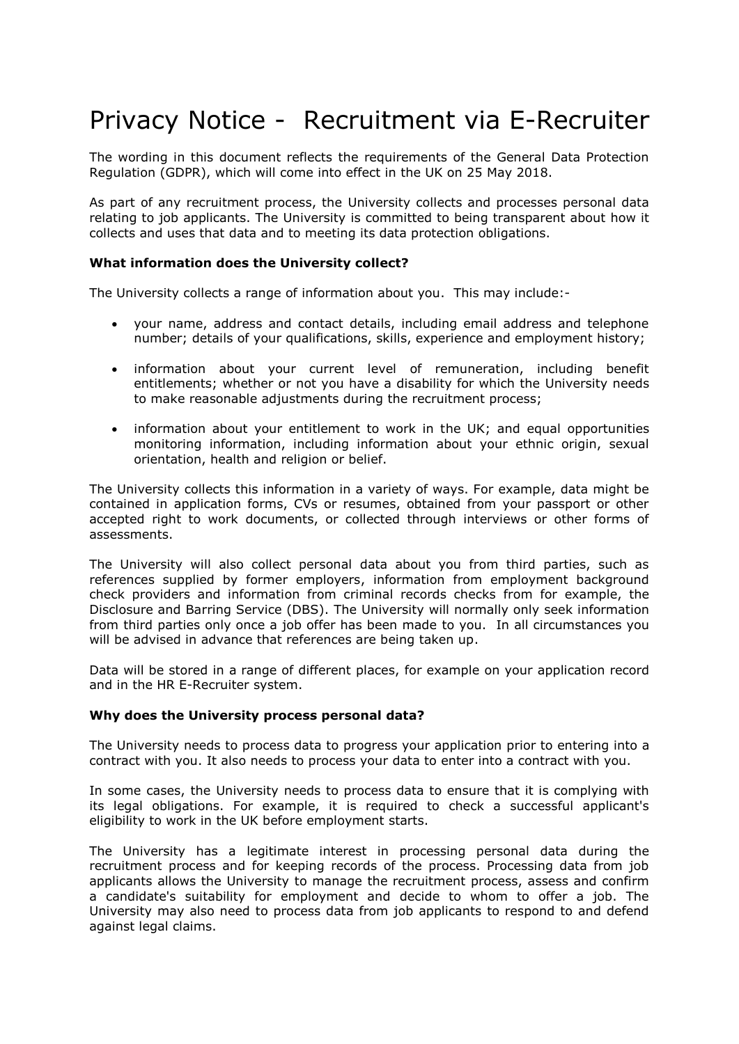# Privacy Notice - Recruitment via E-Recruiter

The wording in this document reflects the requirements of the General Data Protection Regulation (GDPR), which will come into effect in the UK on 25 May 2018.

As part of any recruitment process, the University collects and processes personal data relating to job applicants. The University is committed to being transparent about how it collects and uses that data and to meeting its data protection obligations.

**What information does the University collect?**

The University collects a range of information about you. This may include:-

- your name, address and contact details, including email address and telephone number; details of your qualifications, skills, experience and employment history;
- information about your current level of remuneration, including benefit entitlements; whether or not you have a disability for which the University needs to make reasonable adjustments during the recruitment process;
- information about your entitlement to work in the UK; and equal opportunities monitoring information, including information about your ethnic origin, sexual orientation, health and religion or belief.

The University collects this information in a variety of ways. For example, data might be contained in application forms, CVs or resumes, obtained from your passport or other accepted right to work documents, or collected through interviews or other forms of assessments.

The University will also collect personal data about you from third parties, such as references supplied by former employers, information from employment background check providers and information from criminal records checks from for example, the Disclosure and Barring Service (DBS). The University will normally only seek information from third parties only once a job offer has been made to you. In all circumstances you will be advised in advance that references are being taken up.

Data will be stored in a range of different places, for example on your application record and in the HR E-Recruiter system.

**Why does the University process personal data?**

The University needs to process data to progress your application prior to entering into a contract with you. It also needs to process your data to enter into a contract with you.

In some cases, the University needs to process data to ensure that it is complying with its legal obligations. For example, it is required to check a successful applicant's eligibility to work in the UK before employment starts.

The University has a legitimate interest in processing personal data during the recruitment process and for keeping records of the process. Processing data from job applicants allows the University to manage the recruitment process, assess and confirm a candidate's suitability for employment and decide to whom to offer a job. The University may also need to process data from job applicants to respond to and defend against legal claims.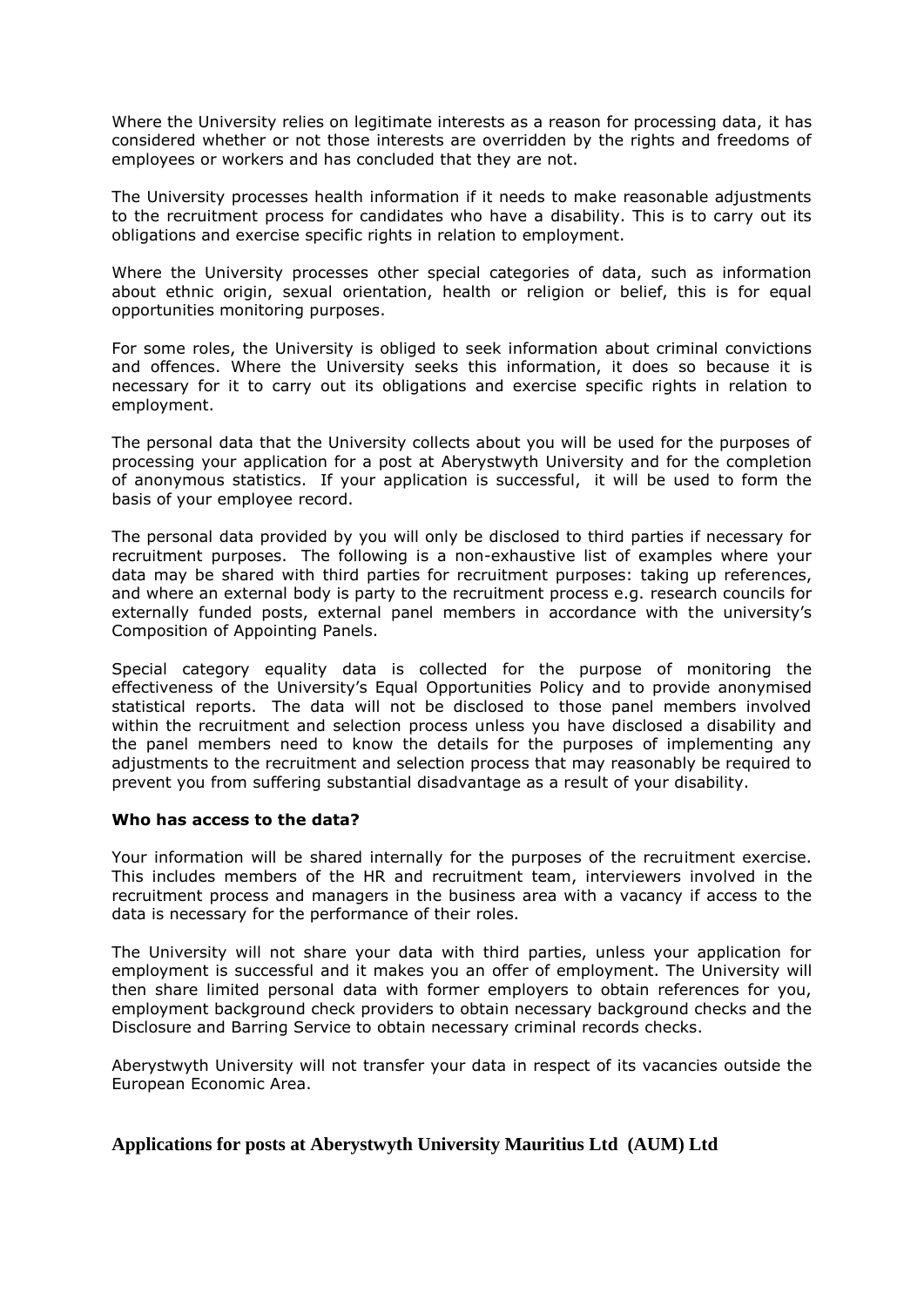Where the University relies on legitimate interests as a reason for processing data, it has considered whether or not those interests are overridden by the rights and freedoms of employees or workers and has concluded that they are not.

The University processes health information if it needs to make reasonable adjustments to the recruitment process for candidates who have a disability. This is to carry out its obligations and exercise specific rights in relation to employment.

Where the University processes other special categories of data, such as information about ethnic origin, sexual orientation, health or religion or belief, this is for equal opportunities monitoring purposes.

For some roles, the University is obliged to seek information about criminal convictions and offences. Where the University seeks this information, it does so because it is necessary for it to carry out its obligations and exercise specific rights in relation to employment.

The personal data that the University collects about you will be used for the purposes of processing your application for a post at Aberystwyth University and for the completion of anonymous statistics. If your application is successful, it will be used to form the basis of your employee record.

The personal data provided by you will only be disclosed to third parties if necessary for recruitment purposes. The following is a non-exhaustive list of examples where your data may be shared with third parties for recruitment purposes: taking up references, and where an external body is party to the recruitment process e.g. research councils for externally funded posts, external panel members in accordance with the university's Composition of Appointing Panels.

Special category equality data is collected for the purpose of monitoring the effectiveness of the University's Equal Opportunities Policy and to provide anonymised statistical reports. The data will not be disclosed to those panel members involved within the recruitment and selection process unless you have disclosed a disability and the panel members need to know the details for the purposes of implementing any adjustments to the recruitment and selection process that may reasonably be required to prevent you from suffering substantial disadvantage as a result of your disability.

**Who has access to the data?**

Your information will be shared internally for the purposes of the recruitment exercise. This includes members of the HR and recruitment team, interviewers involved in the recruitment process and managers in the business area with a vacancy if access to the data is necessary for the performance of their roles.

The University will not share your data with third parties, unless your application for employment is successful and it makes you an offer of employment. The University will then share limited personal data with former employers to obtain references for you, employment background check providers to obtain necessary background checks and the Disclosure and Barring Service to obtain necessary criminal records checks.

Aberystwyth University will not transfer your data in respect of its vacancies outside the European Economic Area.

**Applications for posts at Aberystwyth University Mauritius Ltd (AUM) Ltd**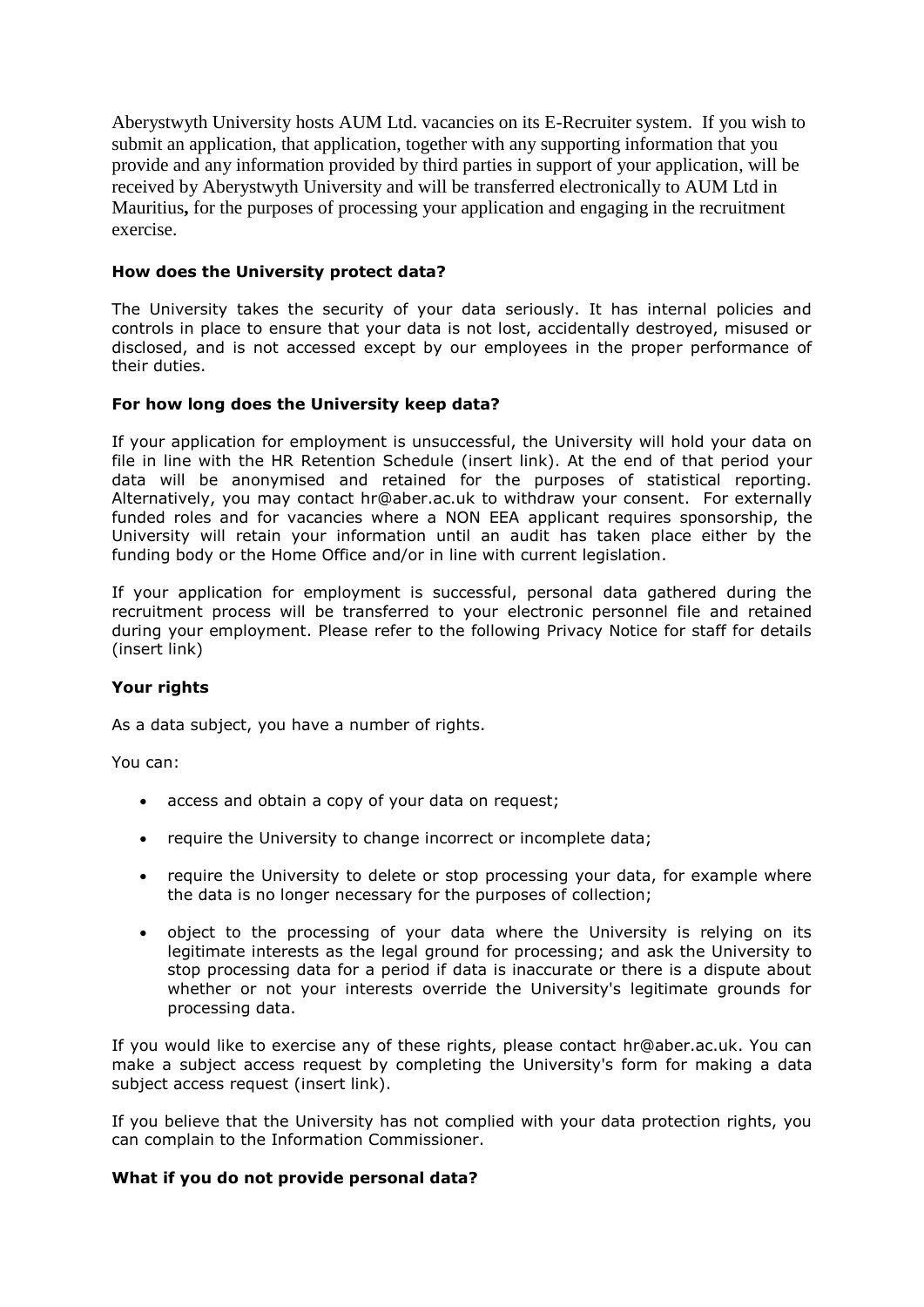Aberystwyth University hosts AUM Ltd. vacancies on its E-Recruiter system. If you wish to submit an application, that application, together with any supporting information that you provide and any information provided by third parties in support of your application, will be received by Aberystwyth University and will be transferred electronically to AUM Ltd in Mauritius**,** for the purposes of processing your application and engaging in the recruitment exercise.

**How does the University protect data?**

The University takes the security of your data seriously. It has internal policies and controls in place to ensure that your data is not lost, accidentally destroyed, misused or disclosed, and is not accessed except by our employees in the proper performance of their duties.

**For how long does the University keep data?**

If your application for employment is unsuccessful, the University will hold your data on file in line with the HR Retention Schedule (insert link). At the end of that period your data will be anonymised and retained for the purposes of statistical reporting. Alternatively, you may contact hr@aber.ac.uk to withdraw your consent. For externally funded roles and for vacancies where a NON EEA applicant requires sponsorship, the University will retain your information until an audit has taken place either by the funding body or the Home Office and/or in line with current legislation.

If your application for employment is successful, personal data gathered during the recruitment process will be transferred to your electronic personnel file and retained during your employment. Please refer to the following Privacy Notice for staff for details (insert link)

**Your rights**

As a data subject, you have a number of rights.

You can:

- access and obtain a copy of your data on request;
- require the University to change incorrect or incomplete data;
- require the University to delete or stop processing your data, for example where the data is no longer necessary for the purposes of collection;
- object to the processing of your data where the University is relying on its legitimate interests as the legal ground for processing; and ask the University to stop processing data for a period if data is inaccurate or there is a dispute about whether or not your interests override the University's legitimate grounds for processing data.

If you would like to exercise any of these rights, please contact hr@aber.ac.uk. You can make a subject access request by completing the University's form for making a data subject access request (insert link).

If you believe that the University has not complied with your data protection rights, you can complain to the Information Commissioner.

**What if you do not provide personal data?**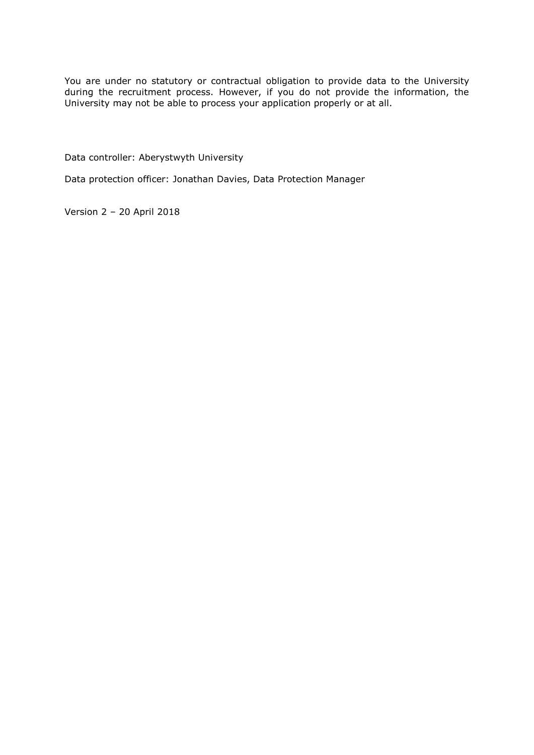You are under no statutory or contractual obligation to provide data to the University during the recruitment process. However, if you do not provide the information, the University may not be able to process your application properly or at all.

Data controller: Aberystwyth University

Data protection officer: Jonathan Davies, Data Protection Manager

Version 2 – 20 April 2018